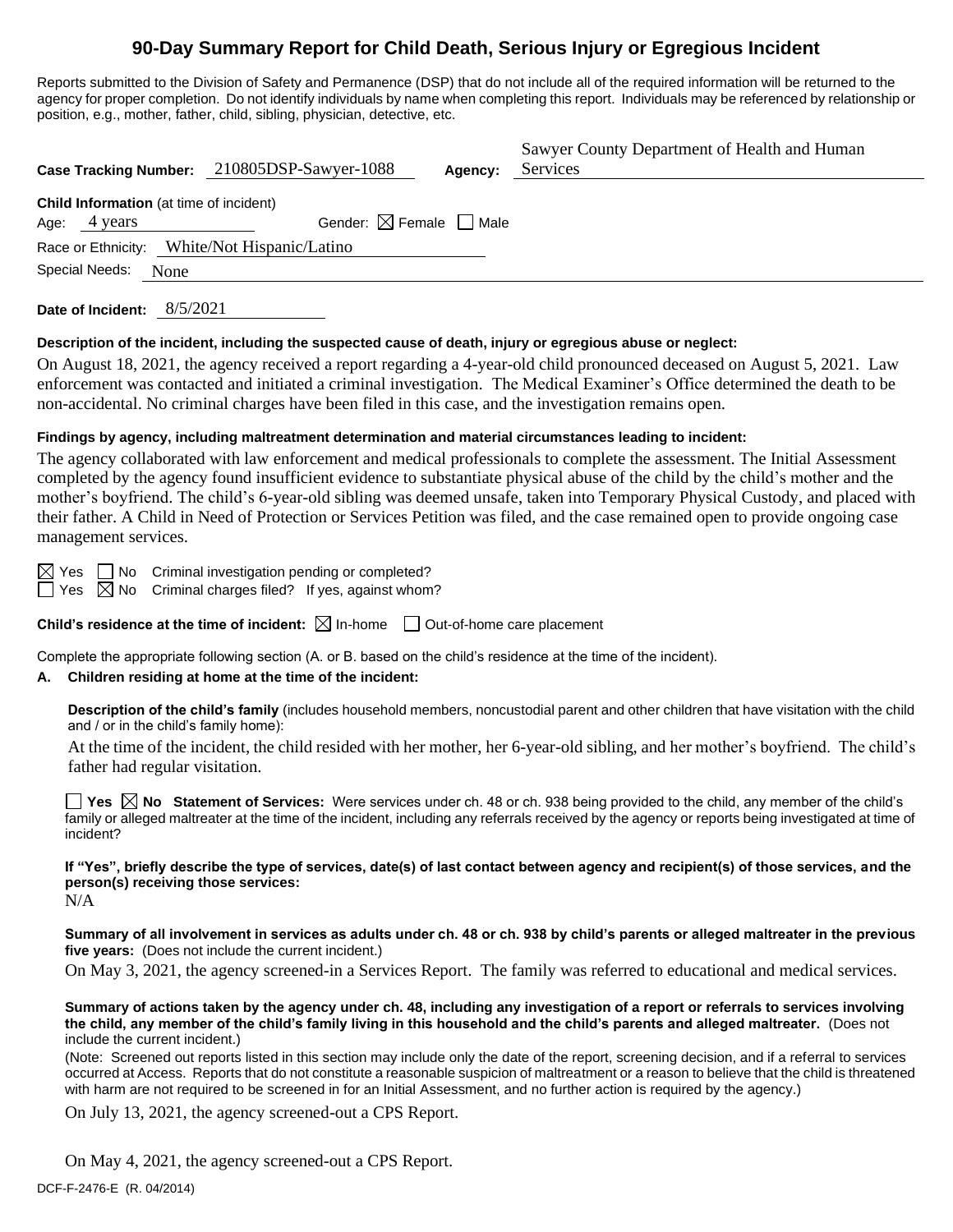# 90-Day Summary Report for Child Death, Serious Injury or Egregious Incident

Reports submitted to the Division of Safety and Permanence (DSP) that do not include all of the required information will be returned to the agency for proper completion. Do not identify individuals by name when completing this report. Individuals may be referenced by relationship or position, e.g., mother, father, child, sibling, physician, detective, etc.

**Case Tracking Number:** 210805DSP-Sawyer-1088 **Agency:** Sawyer County Department of Health and Human Services

**Child Information** (at time of incident)

Age: 4 years Gender: ☒ Female ☐ Male

Race or Ethnicity: White/Not Hispanic/Latino

Special Needs: None

**Date of Incident:** 8/5/2021

**Description of the incident, including the suspected cause of death, injury or egregious abuse or neglect:**

On August 18, 2021, the agency received a report regarding a 4-year-old child pronounced deceased on August 5, 2021. Law enforcement was contacted and initiated a criminal investigation. The Medical Examiner's Office determined the death to be non-accidental. No criminal charges have been filed in this case, and the investigation remains open.

**Findings by agency, including maltreatment determination and material circumstances leading to incident:**

The agency collaborated with law enforcement and medical professionals to complete the assessment. The Initial Assessment completed by the agency found insufficient evidence to substantiate physical abuse of the child by the child's mother and the mother's boyfriend. The child's 6-year-old sibling was deemed unsafe, taken into Temporary Physical Custody, and placed with their father. A Child in Need of Protection or Services Petition was filed, and the case remained open to provide ongoing case management services.

☒ Yes ☐ No Criminal investigation pending or completed?

☐ Yes ☒ No Criminal charges filed? If yes, against whom?

**Child's residence at the time of incident:** ☒ In-home ☐ Out-of-home care placement

Complete the appropriate following section (A. or B. based on the child's residence at the time of the incident).

**A. Children residing at home at the time of the incident:**

**Description of the child's family** (includes household members, noncustodial parent and other children that have visitation with the child and / or in the child's family home):

At the time of the incident, the child resided with her mother, her 6-year-old sibling, and her mother's boyfriend. The child's father had regular visitation.

☐ **Yes** ☒ **No Statement of Services:** Were services under ch. 48 or ch. 938 being provided to the child, any member of the child's family or alleged maltreater at the time of the incident, including any referrals received by the agency or reports being investigated at time of incident?

**If "Yes", briefly describe the type of services, date(s) of last contact between agency and recipient(s) of those services, and the person(s) receiving those services:**

N/A

**Summary of all involvement in services as adults under ch. 48 or ch. 938 by child's parents or alleged maltreater in the previous five years:** (Does not include the current incident.)

On May 3, 2021, the agency screened-in a Services Report. The family was referred to educational and medical services.

**Summary of actions taken by the agency under ch. 48, including any investigation of a report or referrals to services involving the child, any member of the child's family living in this household and the child's parents and alleged maltreater.** (Does not include the current incident.)

(Note: Screened out reports listed in this section may include only the date of the report, screening decision, and if a referral to services occurred at Access. Reports that do not constitute a reasonable suspicion of maltreatment or a reason to believe that the child is threatened with harm are not required to be screened in for an Initial Assessment, and no further action is required by the agency.)

On July 13, 2021, the agency screened-out a CPS Report.

On May 4, 2021, the agency screened-out a CPS Report.

DCF-F-2476-E (R. 04/2014)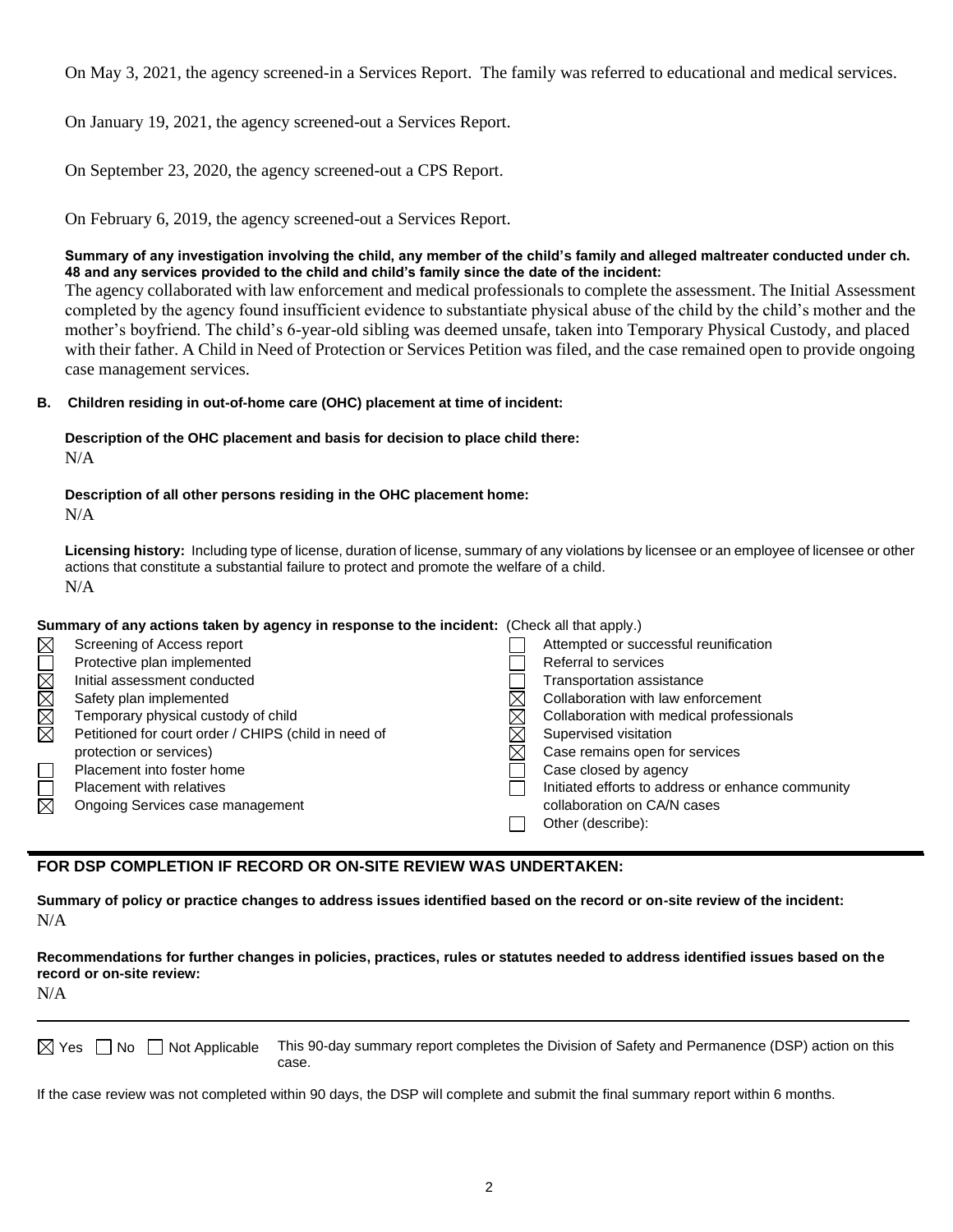On May 3, 2021, the agency screened-in a Services Report. The family was referred to educational and medical services.

On January 19, 2021, the agency screened-out a Services Report.

On September 23, 2020, the agency screened-out a CPS Report.

On February 6, 2019, the agency screened-out a Services Report.

**Summary of any investigation involving the child, any member of the child's family and alleged maltreater conducted under ch. 48 and any services provided to the child and child's family since the date of the incident:**

The agency collaborated with law enforcement and medical professionals to complete the assessment. The Initial Assessment completed by the agency found insufficient evidence to substantiate physical abuse of the child by the child's mother and the mother's boyfriend. The child's 6-year-old sibling was deemed unsafe, taken into Temporary Physical Custody, and placed with their father. A Child in Need of Protection or Services Petition was filed, and the case remained open to provide ongoing case management services.

**B. Children residing in out-of-home care (OHC) placement at time of incident:**

**Description of the OHC placement and basis for decision to place child there:**
N/A

**Description of all other persons residing in the OHC placement home:**
N/A

**Licensing history:** Including type of license, duration of license, summary of any violations by licensee or an employee of licensee or other actions that constitute a substantial failure to protect and promote the welfare of a child.
N/A

**Summary of any actions taken by agency in response to the incident:** (Check all that apply.)

- ☒ Screening of Access report
- ☐ Protective plan implemented
- ☒ Initial assessment conducted
- ☒ Safety plan implemented
- ☒ Temporary physical custody of child
- ☒ Petitioned for court order / CHIPS (child in need of protection or services)
- ☐ Placement into foster home
- ☐ Placement with relatives
- ☒ Ongoing Services case management
- ☐ Attempted or successful reunification
- ☐ Referral to services
- ☐ Transportation assistance
- ☒ Collaboration with law enforcement
- ☒ Collaboration with medical professionals
- ☒ Supervised visitation
- ☒ Case remains open for services
- ☐ Case closed by agency
- ☐ Initiated efforts to address or enhance community collaboration on CA/N cases
- ☐ Other (describe):

## FOR DSP COMPLETION IF RECORD OR ON-SITE REVIEW WAS UNDERTAKEN:

**Summary of policy or practice changes to address issues identified based on the record or on-site review of the incident:**
N/A

**Recommendations for further changes in policies, practices, rules or statutes needed to address identified issues based on the record or on-site review:**
N/A

☒ Yes ☐ No ☐ Not Applicable This 90-day summary report completes the Division of Safety and Permanence (DSP) action on this case.

If the case review was not completed within 90 days, the DSP will complete and submit the final summary report within 6 months.